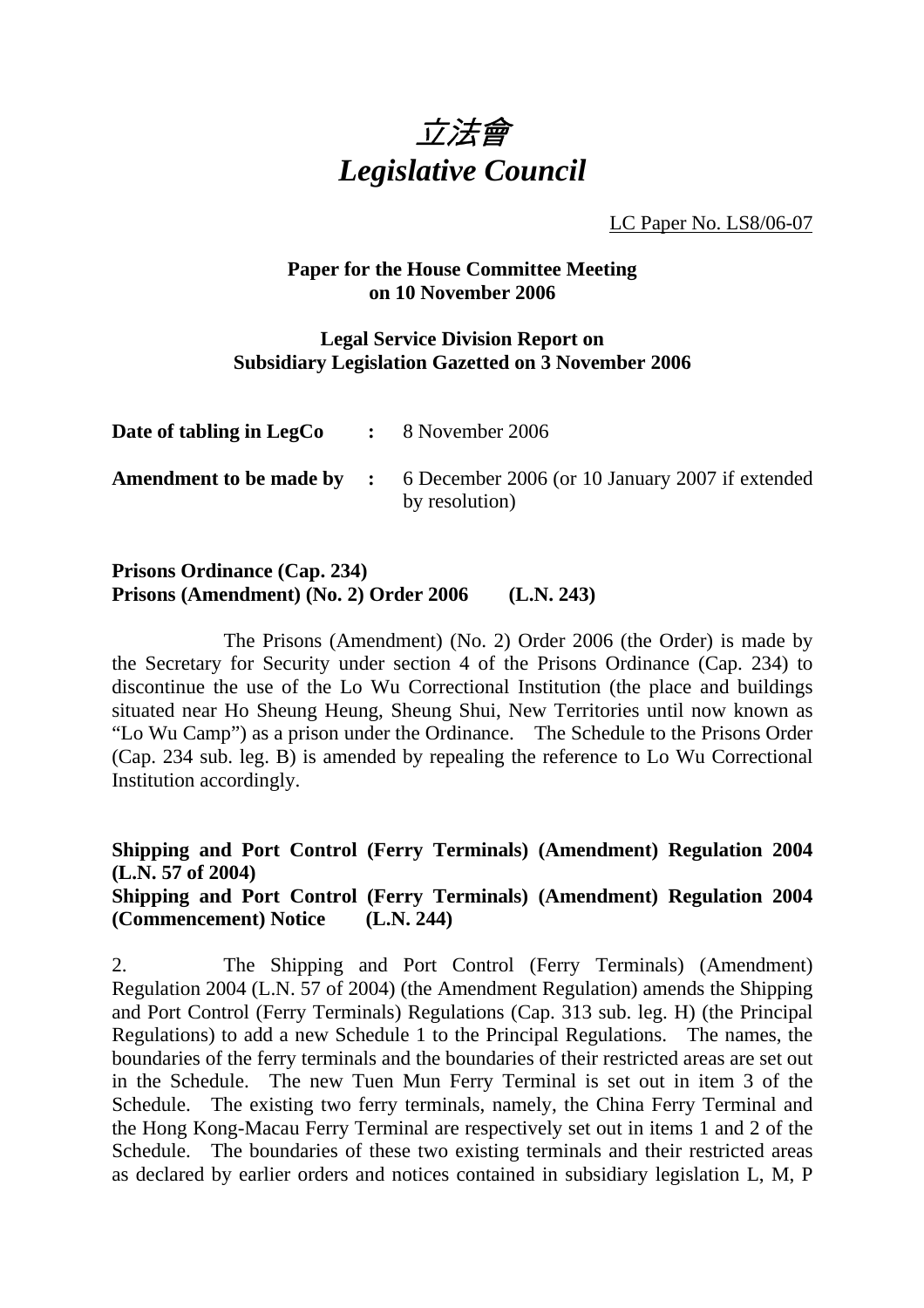# *立法會*
# *Legislative Council*

LC Paper No. LS8/06-07

**Paper for the House Committee Meeting on 10 November 2006**

**Legal Service Division Report on Subsidiary Legislation Gazetted on 3 November 2006**

| | | |
|---|---|---|
| **Date of tabling in LegCo** | **:** | 8 November 2006 |
| **Amendment to be made by** | **:** | 6 December 2006 (or 10 January 2007 if extended by resolution) |

**Prisons Ordinance (Cap. 234)**
**Prisons (Amendment) (No. 2) Order 2006 (L.N. 243)**

The Prisons (Amendment) (No. 2) Order 2006 (the Order) is made by the Secretary for Security under section 4 of the Prisons Ordinance (Cap. 234) to discontinue the use of the Lo Wu Correctional Institution (the place and buildings situated near Ho Sheung Heung, Sheung Shui, New Territories until now known as "Lo Wu Camp") as a prison under the Ordinance. The Schedule to the Prisons Order (Cap. 234 sub. leg. B) is amended by repealing the reference to Lo Wu Correctional Institution accordingly.

**Shipping and Port Control (Ferry Terminals) (Amendment) Regulation 2004 (L.N. 57 of 2004)**
**Shipping and Port Control (Ferry Terminals) (Amendment) Regulation 2004 (Commencement) Notice (L.N. 244)**

2. The Shipping and Port Control (Ferry Terminals) (Amendment) Regulation 2004 (L.N. 57 of 2004) (the Amendment Regulation) amends the Shipping and Port Control (Ferry Terminals) Regulations (Cap. 313 sub. leg. H) (the Principal Regulations) to add a new Schedule 1 to the Principal Regulations. The names, the boundaries of the ferry terminals and the boundaries of their restricted areas are set out in the Schedule. The new Tuen Mun Ferry Terminal is set out in item 3 of the Schedule. The existing two ferry terminals, namely, the China Ferry Terminal and the Hong Kong-Macau Ferry Terminal are respectively set out in items 1 and 2 of the Schedule. The boundaries of these two existing terminals and their restricted areas as declared by earlier orders and notices contained in subsidiary legislation L, M, P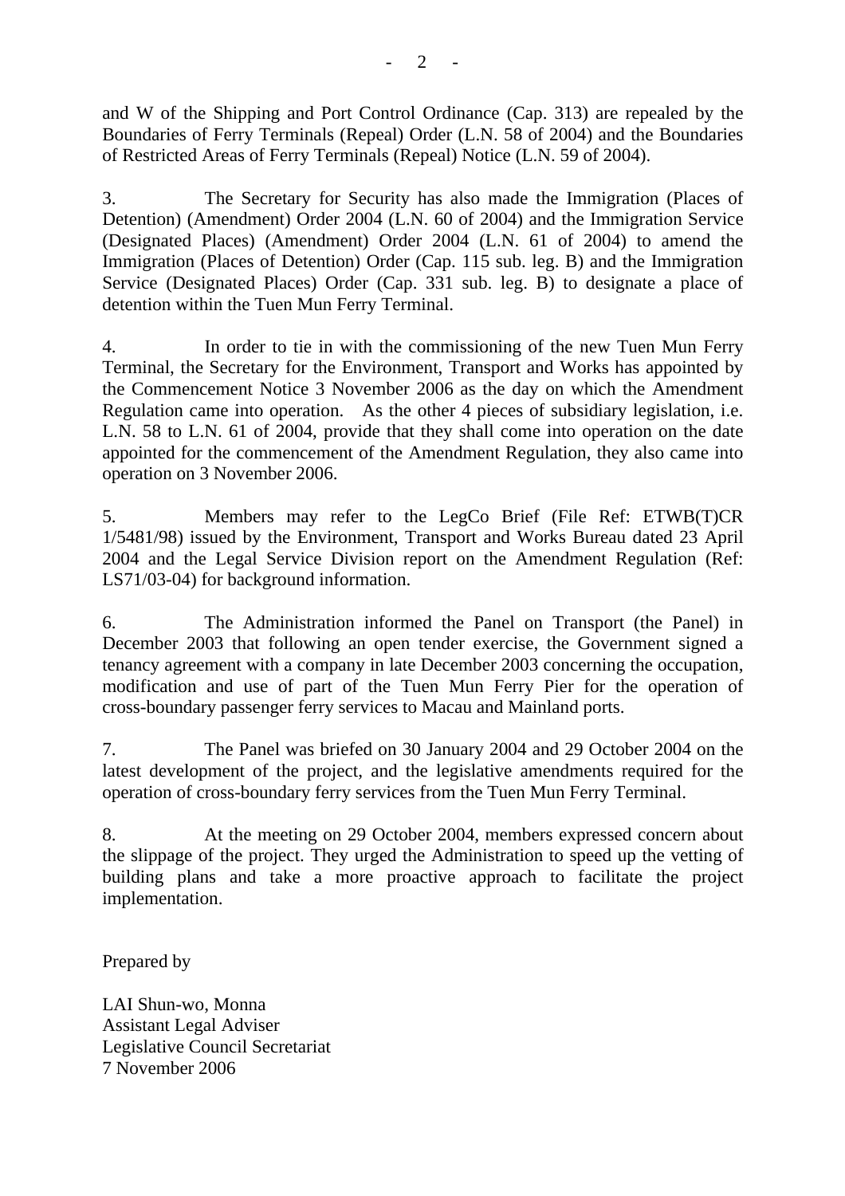and W of the Shipping and Port Control Ordinance (Cap. 313) are repealed by the Boundaries of Ferry Terminals (Repeal) Order (L.N. 58 of 2004) and the Boundaries of Restricted Areas of Ferry Terminals (Repeal) Notice (L.N. 59 of 2004).

3. The Secretary for Security has also made the Immigration (Places of Detention) (Amendment) Order 2004 (L.N. 60 of 2004) and the Immigration Service (Designated Places) (Amendment) Order 2004 (L.N. 61 of 2004) to amend the Immigration (Places of Detention) Order (Cap. 115 sub. leg. B) and the Immigration Service (Designated Places) Order (Cap. 331 sub. leg. B) to designate a place of detention within the Tuen Mun Ferry Terminal.

4. In order to tie in with the commissioning of the new Tuen Mun Ferry Terminal, the Secretary for the Environment, Transport and Works has appointed by the Commencement Notice 3 November 2006 as the day on which the Amendment Regulation came into operation. As the other 4 pieces of subsidiary legislation, i.e. L.N. 58 to L.N. 61 of 2004, provide that they shall come into operation on the date appointed for the commencement of the Amendment Regulation, they also came into operation on 3 November 2006.

5. Members may refer to the LegCo Brief (File Ref: ETWB(T)CR 1/5481/98) issued by the Environment, Transport and Works Bureau dated 23 April 2004 and the Legal Service Division report on the Amendment Regulation (Ref: LS71/03-04) for background information.

6. The Administration informed the Panel on Transport (the Panel) in December 2003 that following an open tender exercise, the Government signed a tenancy agreement with a company in late December 2003 concerning the occupation, modification and use of part of the Tuen Mun Ferry Pier for the operation of cross-boundary passenger ferry services to Macau and Mainland ports.

7. The Panel was briefed on 30 January 2004 and 29 October 2004 on the latest development of the project, and the legislative amendments required for the operation of cross-boundary ferry services from the Tuen Mun Ferry Terminal.

8. At the meeting on 29 October 2004, members expressed concern about the slippage of the project. They urged the Administration to speed up the vetting of building plans and take a more proactive approach to facilitate the project implementation.

Prepared by

LAI Shun-wo, Monna
Assistant Legal Adviser
Legislative Council Secretariat
7 November 2006